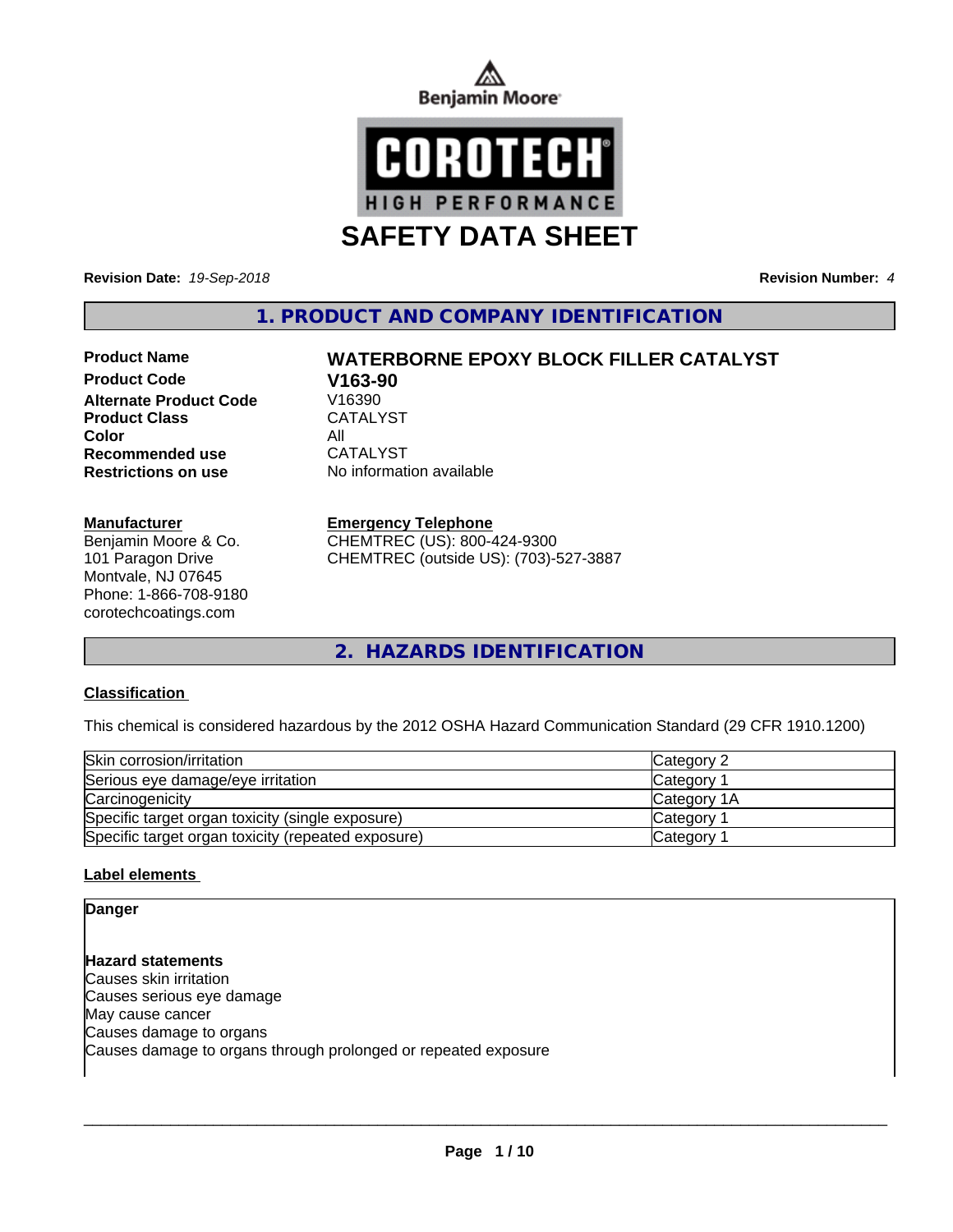Benjamin Moore

COROTECH HIGH PERFORMANCE

# SAFETY DATA SHEET

**Revision Date:** *19-Sep-2018* **Revision Number:** *4*

## 1. PRODUCT AND COMPANY IDENTIFICATION

| | |
|---|---|
| **Product Name** | **WATERBORNE EPOXY BLOCK FILLER CATALYST** |
| **Product Code** | **V163-90** |
| **Alternate Product Code** | V16390 |
| **Product Class** | CATALYST |
| **Color** | All |
| **Recommended use** | CATALYST |
| **Restrictions on use** | No information available |

**Manufacturer**
Benjamin Moore & Co.
101 Paragon Drive
Montvale, NJ 07645
Phone: 1-866-708-9180
corotechcoatings.com

**Emergency Telephone**
CHEMTREC (US): 800-424-9300
CHEMTREC (outside US): (703)-527-3887

## 2. HAZARDS IDENTIFICATION

### Classification

This chemical is considered hazardous by the 2012 OSHA Hazard Communication Standard (29 CFR 1910.1200)

| | |
|---|---|
| Skin corrosion/irritation | Category 2 |
| Serious eye damage/eye irritation | Category 1 |
| Carcinogenicity | Category 1A |
| Specific target organ toxicity (single exposure) | Category 1 |
| Specific target organ toxicity (repeated exposure) | Category 1 |

### Label elements

**Danger**

**Hazard statements**
Causes skin irritation
Causes serious eye damage
May cause cancer
Causes damage to organs
Causes damage to organs through prolonged or repeated exposure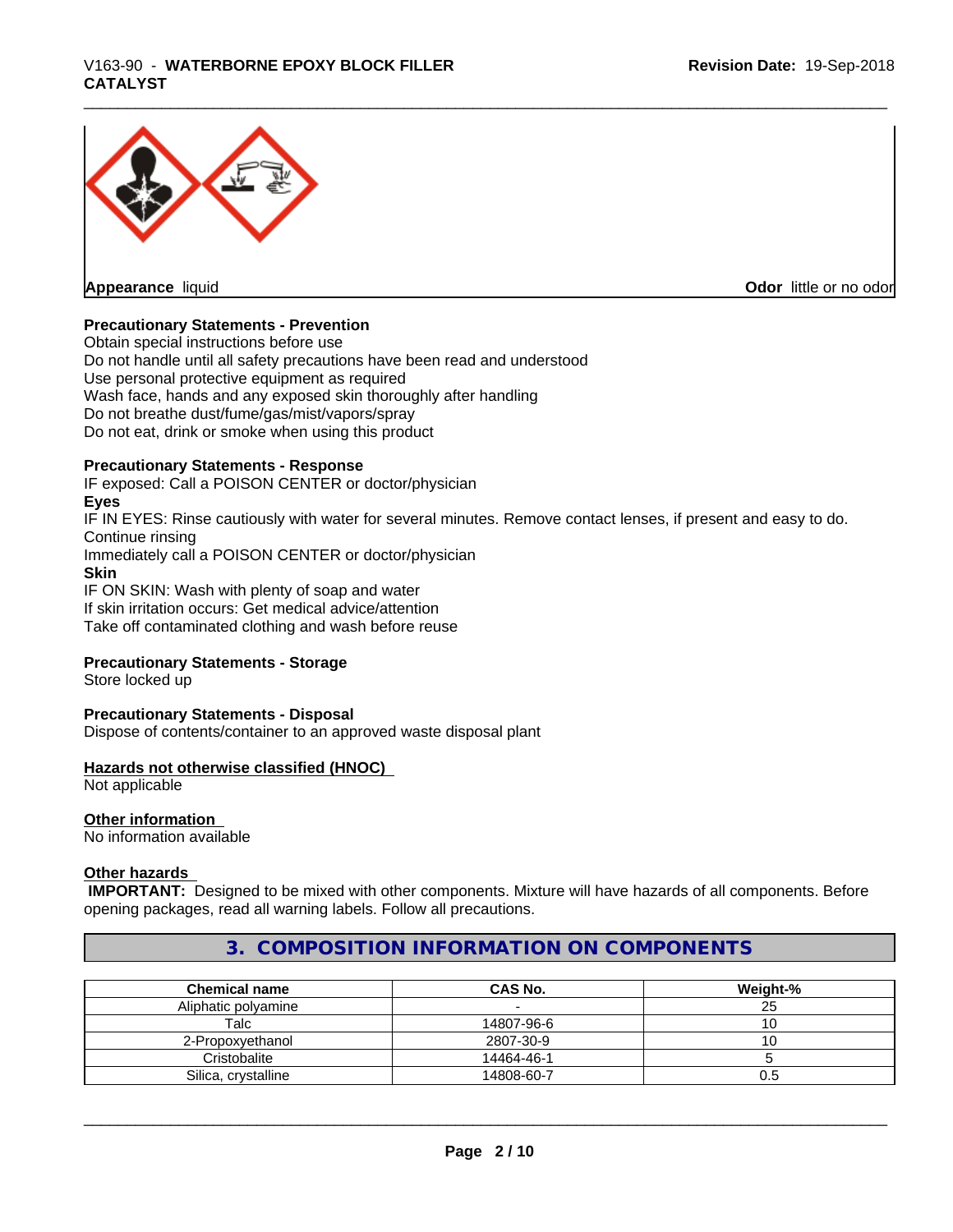**Appearance** liquid

**Odor** little or no odor

**Precautionary Statements - Prevention**

Obtain special instructions before use
Do not handle until all safety precautions have been read and understood
Use personal protective equipment as required
Wash face, hands and any exposed skin thoroughly after handling
Do not breathe dust/fume/gas/mist/vapors/spray
Do not eat, drink or smoke when using this product

**Precautionary Statements - Response**

IF exposed: Call a POISON CENTER or doctor/physician

**Eyes**

IF IN EYES: Rinse cautiously with water for several minutes. Remove contact lenses, if present and easy to do. Continue rinsing
Immediately call a POISON CENTER or doctor/physician

**Skin**

IF ON SKIN: Wash with plenty of soap and water
If skin irritation occurs: Get medical advice/attention
Take off contaminated clothing and wash before reuse

**Precautionary Statements - Storage**

Store locked up

**Precautionary Statements - Disposal**

Dispose of contents/container to an approved waste disposal plant

**Hazards not otherwise classified (HNOC)**

Not applicable

**Other information**

No information available

**Other hazards**

**IMPORTANT:** Designed to be mixed with other components. Mixture will have hazards of all components. Before opening packages, read all warning labels. Follow all precautions.

## 3. COMPOSITION INFORMATION ON COMPONENTS

| Chemical name | CAS No. | Weight-% |
|---|---|---|
| Aliphatic polyamine | - | 25 |
| Talc | 14807-96-6 | 10 |
| 2-Propoxyethanol | 2807-30-9 | 10 |
| Cristobalite | 14464-46-1 | 5 |
| Silica, crystalline | 14808-60-7 | 0.5 |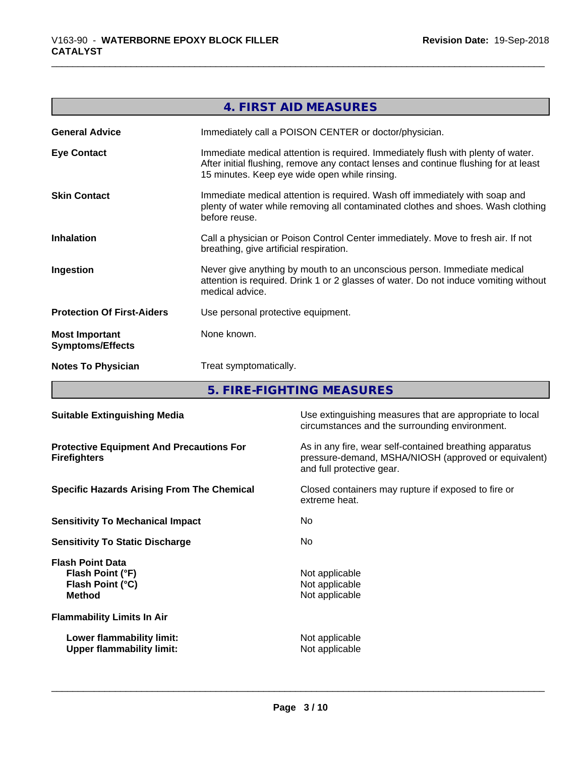## 4. FIRST AID MEASURES

| | |
|---|---|
| **General Advice** | Immediately call a POISON CENTER or doctor/physician. |
| **Eye Contact** | Immediate medical attention is required. Immediately flush with plenty of water. After initial flushing, remove any contact lenses and continue flushing for at least 15 minutes. Keep eye wide open while rinsing. |
| **Skin Contact** | Immediate medical attention is required. Wash off immediately with soap and plenty of water while removing all contaminated clothes and shoes. Wash clothing before reuse. |
| **Inhalation** | Call a physician or Poison Control Center immediately. Move to fresh air. If not breathing, give artificial respiration. |
| **Ingestion** | Never give anything by mouth to an unconscious person. Immediate medical attention is required. Drink 1 or 2 glasses of water. Do not induce vomiting without medical advice. |
| **Protection Of First-Aiders** | Use personal protective equipment. |
| **Most Important Symptoms/Effects** | None known. |
| **Notes To Physician** | Treat symptomatically. |

## 5. FIRE-FIGHTING MEASURES

| | |
|---|---|
| **Suitable Extinguishing Media** | Use extinguishing measures that are appropriate to local circumstances and the surrounding environment. |
| **Protective Equipment And Precautions For Firefighters** | As in any fire, wear self-contained breathing apparatus pressure-demand, MSHA/NIOSH (approved or equivalent) and full protective gear. |
| **Specific Hazards Arising From The Chemical** | Closed containers may rupture if exposed to fire or extreme heat. |
| **Sensitivity To Mechanical Impact** | No |
| **Sensitivity To Static Discharge** | No |
| **Flash Point Data** | |
| **Flash Point (°F)** | Not applicable |
| **Flash Point (°C)** | Not applicable |
| **Method** | Not applicable |
| **Flammability Limits In Air** | |
| **Lower flammability limit:** | Not applicable |
| **Upper flammability limit:** | Not applicable |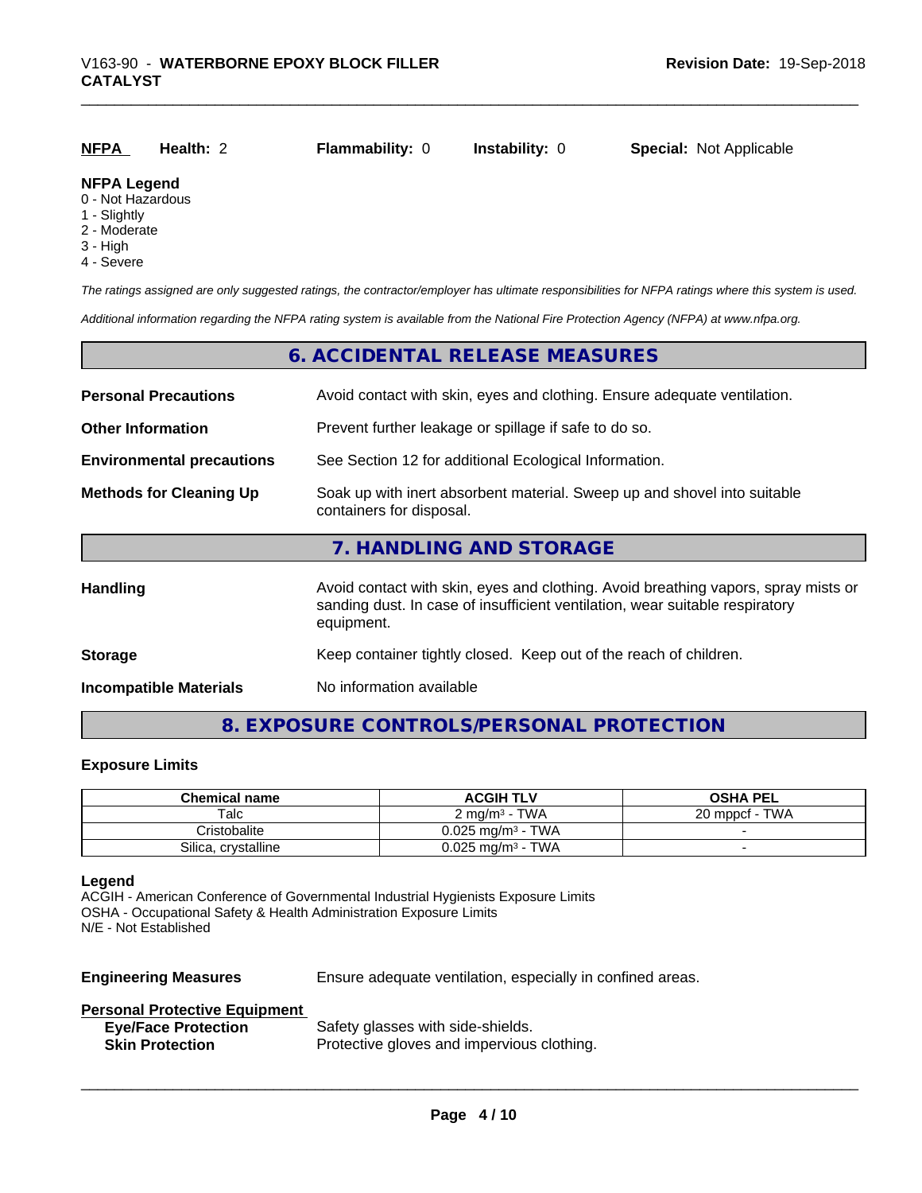| **NFPA** | **Health:** 2 | **Flammability:** 0 | **Instability:** 0 | **Special:** Not Applicable |
|---|---|---|---|---|

**NFPA Legend**
0 - Not Hazardous
1 - Slightly
2 - Moderate
3 - High
4 - Severe

*The ratings assigned are only suggested ratings, the contractor/employer has ultimate responsibilities for NFPA ratings where this system is used.*

*Additional information regarding the NFPA rating system is available from the National Fire Protection Agency (NFPA) at www.nfpa.org.*

## 6. ACCIDENTAL RELEASE MEASURES

**Personal Precautions** Avoid contact with skin, eyes and clothing. Ensure adequate ventilation.

**Other Information** Prevent further leakage or spillage if safe to do so.

**Environmental precautions** See Section 12 for additional Ecological Information.

**Methods for Cleaning Up** Soak up with inert absorbent material. Sweep up and shovel into suitable containers for disposal.

## 7. HANDLING AND STORAGE

**Handling** Avoid contact with skin, eyes and clothing. Avoid breathing vapors, spray mists or sanding dust. In case of insufficient ventilation, wear suitable respiratory equipment.

**Storage** Keep container tightly closed. Keep out of the reach of children.

**Incompatible Materials** No information available

## 8. EXPOSURE CONTROLS/PERSONAL PROTECTION

### Exposure Limits

| Chemical name | ACGIH TLV | OSHA PEL |
|---|---|---|
| Talc | 2 mg/m³ - TWA | 20 mppcf - TWA |
| Cristobalite | 0.025 mg/m³ - TWA | - |
| Silica, crystalline | 0.025 mg/m³ - TWA | - |

**Legend**
ACGIH - American Conference of Governmental Industrial Hygienists Exposure Limits
OSHA - Occupational Safety & Health Administration Exposure Limits
N/E - Not Established

**Engineering Measures** Ensure adequate ventilation, especially in confined areas.

**Personal Protective Equipment**

**Eye/Face Protection** Safety glasses with side-shields.

**Skin Protection** Protective gloves and impervious clothing.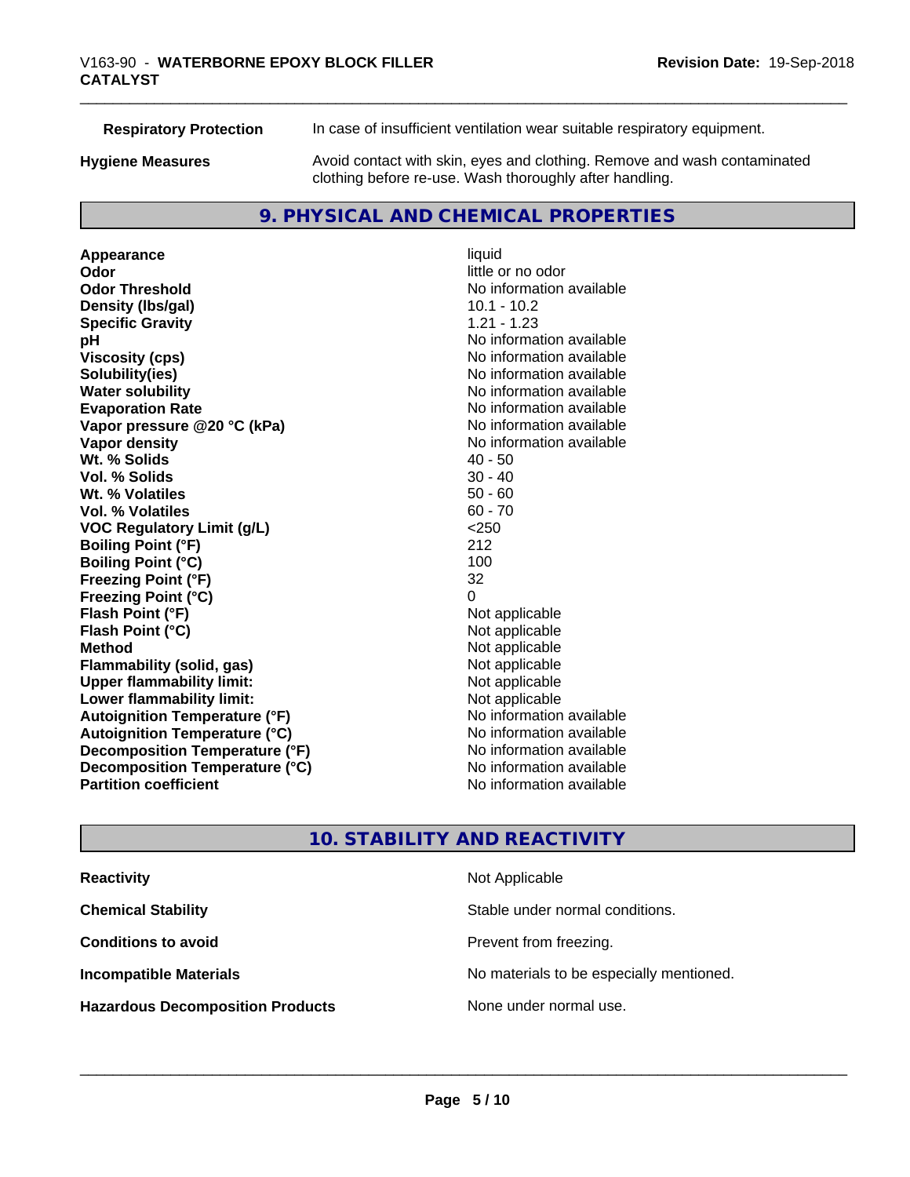| | |
|---|---|
| **Respiratory Protection** | In case of insufficient ventilation wear suitable respiratory equipment. |
| **Hygiene Measures** | Avoid contact with skin, eyes and clothing. Remove and wash contaminated clothing before re-use. Wash thoroughly after handling. |

## 9. PHYSICAL AND CHEMICAL PROPERTIES

| | |
|---|---|
| **Appearance** | liquid |
| **Odor** | little or no odor |
| **Odor Threshold** | No information available |
| **Density (lbs/gal)** | 10.1 - 10.2 |
| **Specific Gravity** | 1.21 - 1.23 |
| **pH** | No information available |
| **Viscosity (cps)** | No information available |
| **Solubility(ies)** | No information available |
| **Water solubility** | No information available |
| **Evaporation Rate** | No information available |
| **Vapor pressure @20 °C (kPa)** | No information available |
| **Vapor density** | No information available |
| **Wt. % Solids** | 40 - 50 |
| **Vol. % Solids** | 30 - 40 |
| **Wt. % Volatiles** | 50 - 60 |
| **Vol. % Volatiles** | 60 - 70 |
| **VOC Regulatory Limit (g/L)** | <250 |
| **Boiling Point (°F)** | 212 |
| **Boiling Point (°C)** | 100 |
| **Freezing Point (°F)** | 32 |
| **Freezing Point (°C)** | 0 |
| **Flash Point (°F)** | Not applicable |
| **Flash Point (°C)** | Not applicable |
| **Method** | Not applicable |
| **Flammability (solid, gas)** | Not applicable |
| **Upper flammability limit:** | Not applicable |
| **Lower flammability limit:** | Not applicable |
| **Autoignition Temperature (°F)** | No information available |
| **Autoignition Temperature (°C)** | No information available |
| **Decomposition Temperature (°F)** | No information available |
| **Decomposition Temperature (°C)** | No information available |
| **Partition coefficient** | No information available |

## 10. STABILITY AND REACTIVITY

| | |
|---|---|
| **Reactivity** | Not Applicable |
| **Chemical Stability** | Stable under normal conditions. |
| **Conditions to avoid** | Prevent from freezing. |
| **Incompatible Materials** | No materials to be especially mentioned. |
| **Hazardous Decomposition Products** | None under normal use. |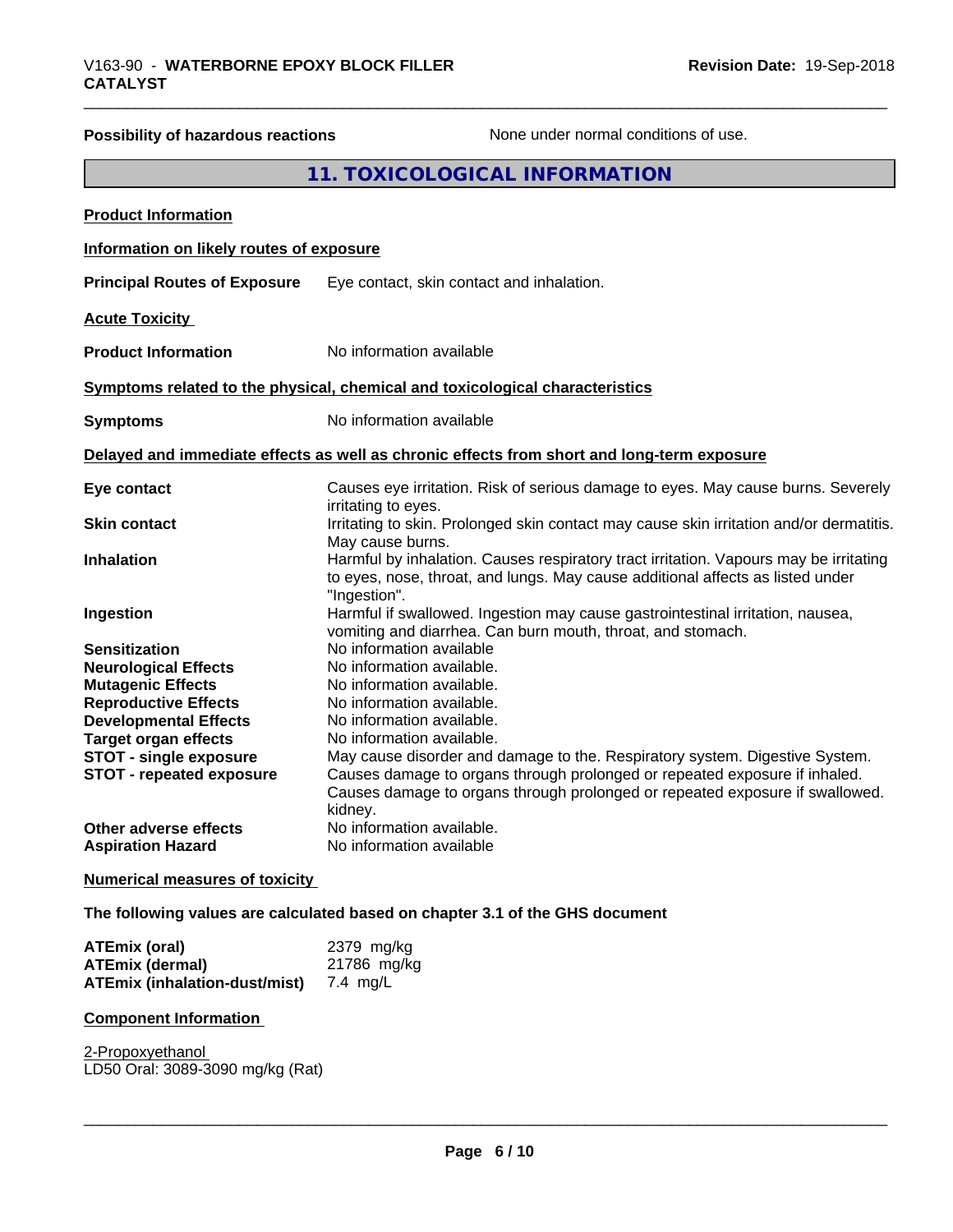| | |
|---|---|
| **Possibility of hazardous reactions** | None under normal conditions of use. |

## 11. TOXICOLOGICAL INFORMATION

**Product Information**

**Information on likely routes of exposure**

| | |
|---|---|
| **Principal Routes of Exposure** | Eye contact, skin contact and inhalation. |

**Acute Toxicity**

| | |
|---|---|
| **Product Information** | No information available |

**Symptoms related to the physical, chemical and toxicological characteristics**

| | |
|---|---|
| **Symptoms** | No information available |

**Delayed and immediate effects as well as chronic effects from short and long-term exposure**

| | |
|---|---|
| **Eye contact** | Causes eye irritation. Risk of serious damage to eyes. May cause burns. Severely irritating to eyes. |
| **Skin contact** | Irritating to skin. Prolonged skin contact may cause skin irritation and/or dermatitis. May cause burns. |
| **Inhalation** | Harmful by inhalation. Causes respiratory tract irritation. Vapours may be irritating to eyes, nose, throat, and lungs. May cause additional affects as listed under "Ingestion". |
| **Ingestion** | Harmful if swallowed. Ingestion may cause gastrointestinal irritation, nausea, vomiting and diarrhea. Can burn mouth, throat, and stomach. |
| **Sensitization** | No information available |
| **Neurological Effects** | No information available. |
| **Mutagenic Effects** | No information available. |
| **Reproductive Effects** | No information available. |
| **Developmental Effects** | No information available. |
| **Target organ effects** | No information available. |
| **STOT - single exposure** | May cause disorder and damage to the. Respiratory system. Digestive System. |
| **STOT - repeated exposure** | Causes damage to organs through prolonged or repeated exposure if inhaled. Causes damage to organs through prolonged or repeated exposure if swallowed. kidney. |
| **Other adverse effects** | No information available. |
| **Aspiration Hazard** | No information available |

**Numerical measures of toxicity**

**The following values are calculated based on chapter 3.1 of the GHS document**

| | |
|---|---|
| **ATEmix (oral)** | 2379 mg/kg |
| **ATEmix (dermal)** | 21786 mg/kg |
| **ATEmix (inhalation-dust/mist)** | 7.4 mg/L |

**Component Information**

2-Propoxyethanol
LD50 Oral: 3089-3090 mg/kg (Rat)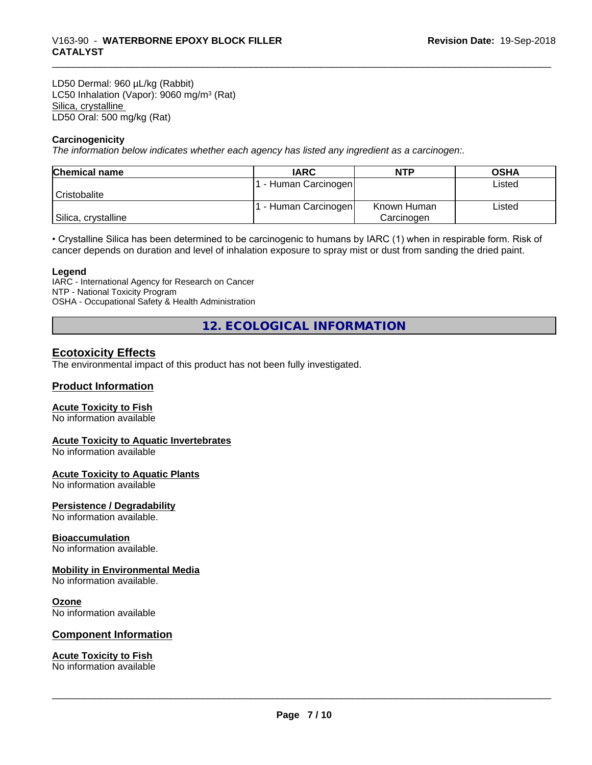LD50 Dermal: 960 µL/kg (Rabbit)
LC50 Inhalation (Vapor): 9060 mg/m³ (Rat)
Silica, crystalline
LD50 Oral: 500 mg/kg (Rat)

**Carcinogenicity**

*The information below indicates whether each agency has listed any ingredient as a carcinogen:.*

| Chemical name | IARC | NTP | OSHA |
|---|---|---|---|
| Cristobalite | 1 - Human Carcinogen | | Listed |
| Silica, crystalline | 1 - Human Carcinogen | Known Human Carcinogen | Listed |

• Crystalline Silica has been determined to be carcinogenic to humans by IARC (1) when in respirable form. Risk of cancer depends on duration and level of inhalation exposure to spray mist or dust from sanding the dried paint.

**Legend**

IARC - International Agency for Research on Cancer
NTP - National Toxicity Program
OSHA - Occupational Safety & Health Administration

## 12. ECOLOGICAL INFORMATION

### Ecotoxicity Effects

The environmental impact of this product has not been fully investigated.

### Product Information

**Acute Toxicity to Fish**
No information available

**Acute Toxicity to Aquatic Invertebrates**
No information available

**Acute Toxicity to Aquatic Plants**
No information available

**Persistence / Degradability**
No information available.

**Bioaccumulation**
No information available.

**Mobility in Environmental Media**
No information available.

**Ozone**
No information available

### Component Information

**Acute Toxicity to Fish**
No information available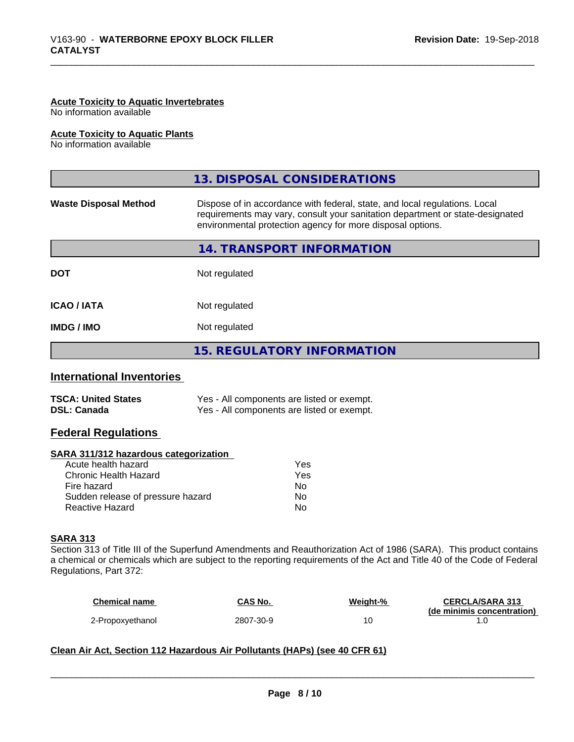#### Acute Toxicity to Aquatic Invertebrates
No information available

#### Acute Toxicity to Aquatic Plants
No information available

## 13. DISPOSAL CONSIDERATIONS

| | |
|---|---|
| **Waste Disposal Method** | Dispose of in accordance with federal, state, and local regulations. Local requirements may vary, consult your sanitation department or state-designated environmental protection agency for more disposal options. |

## 14. TRANSPORT INFORMATION

| | |
|---|---|
| **DOT** | Not regulated |
| **ICAO / IATA** | Not regulated |
| **IMDG / IMO** | Not regulated |

## 15. REGULATORY INFORMATION

### International Inventories

| | |
|---|---|
| **TSCA: United States** | Yes - All components are listed or exempt. |
| **DSL: Canada** | Yes - All components are listed or exempt. |

### Federal Regulations

#### SARA 311/312 hazardous categorization

| | |
|---|---|
| Acute health hazard | Yes |
| Chronic Health Hazard | Yes |
| Fire hazard | No |
| Sudden release of pressure hazard | No |
| Reactive Hazard | No |

#### SARA 313
Section 313 of Title III of the Superfund Amendments and Reauthorization Act of 1986 (SARA). This product contains a chemical or chemicals which are subject to the reporting requirements of the Act and Title 40 of the Code of Federal Regulations, Part 372:

| Chemical name | CAS No. | Weight-% | CERCLA/SARA 313 (de minimis concentration) |
|---|---|---|---|
| 2-Propoxyethanol | 2807-30-9 | 10 | 1.0 |

#### Clean Air Act, Section 112 Hazardous Air Pollutants (HAPs) (see 40 CFR 61)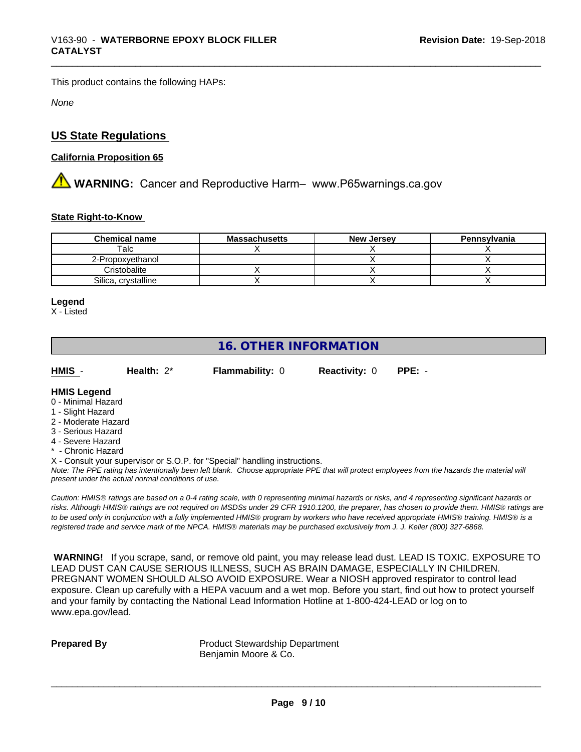This product contains the following HAPs:

*None*

## US State Regulations

### California Proposition 65

⚠ **WARNING:** Cancer and Reproductive Harm– www.P65warnings.ca.gov

### State Right-to-Know

| Chemical name | Massachusetts | New Jersey | Pennsylvania |
|---|---|---|---|
| Talc | X | X | X |
| 2-Propoxyethanol | | X | X |
| Cristobalite | X | X | X |
| Silica, crystalline | X | X | X |

**Legend**
X - Listed

# 16. OTHER INFORMATION

**HMIS** - **Health:** 2* **Flammability:** 0 **Reactivity:** 0 **PPE:** -

**HMIS Legend**
0 - Minimal Hazard
1 - Slight Hazard
2 - Moderate Hazard
3 - Serious Hazard
4 - Severe Hazard
* - Chronic Hazard
X - Consult your supervisor or S.O.P. for "Special" handling instructions.

*Note: The PPE rating has intentionally been left blank. Choose appropriate PPE that will protect employees from the hazards the material will present under the actual normal conditions of use.*

*Caution: HMIS® ratings are based on a 0-4 rating scale, with 0 representing minimal hazards or risks, and 4 representing significant hazards or risks. Although HMIS® ratings are not required on MSDSs under 29 CFR 1910.1200, the preparer, has chosen to provide them. HMIS® ratings are to be used only in conjunction with a fully implemented HMIS® program by workers who have received appropriate HMIS® training. HMIS® is a registered trade and service mark of the NPCA. HMIS® materials may be purchased exclusively from J. J. Keller (800) 327-6868.*

**WARNING!** If you scrape, sand, or remove old paint, you may release lead dust. LEAD IS TOXIC. EXPOSURE TO LEAD DUST CAN CAUSE SERIOUS ILLNESS, SUCH AS BRAIN DAMAGE, ESPECIALLY IN CHILDREN. PREGNANT WOMEN SHOULD ALSO AVOID EXPOSURE. Wear a NIOSH approved respirator to control lead exposure. Clean up carefully with a HEPA vacuum and a wet mop. Before you start, find out how to protect yourself and your family by contacting the National Lead Information Hotline at 1-800-424-LEAD or log on to www.epa.gov/lead.

**Prepared By** Product Stewardship Department
Benjamin Moore & Co.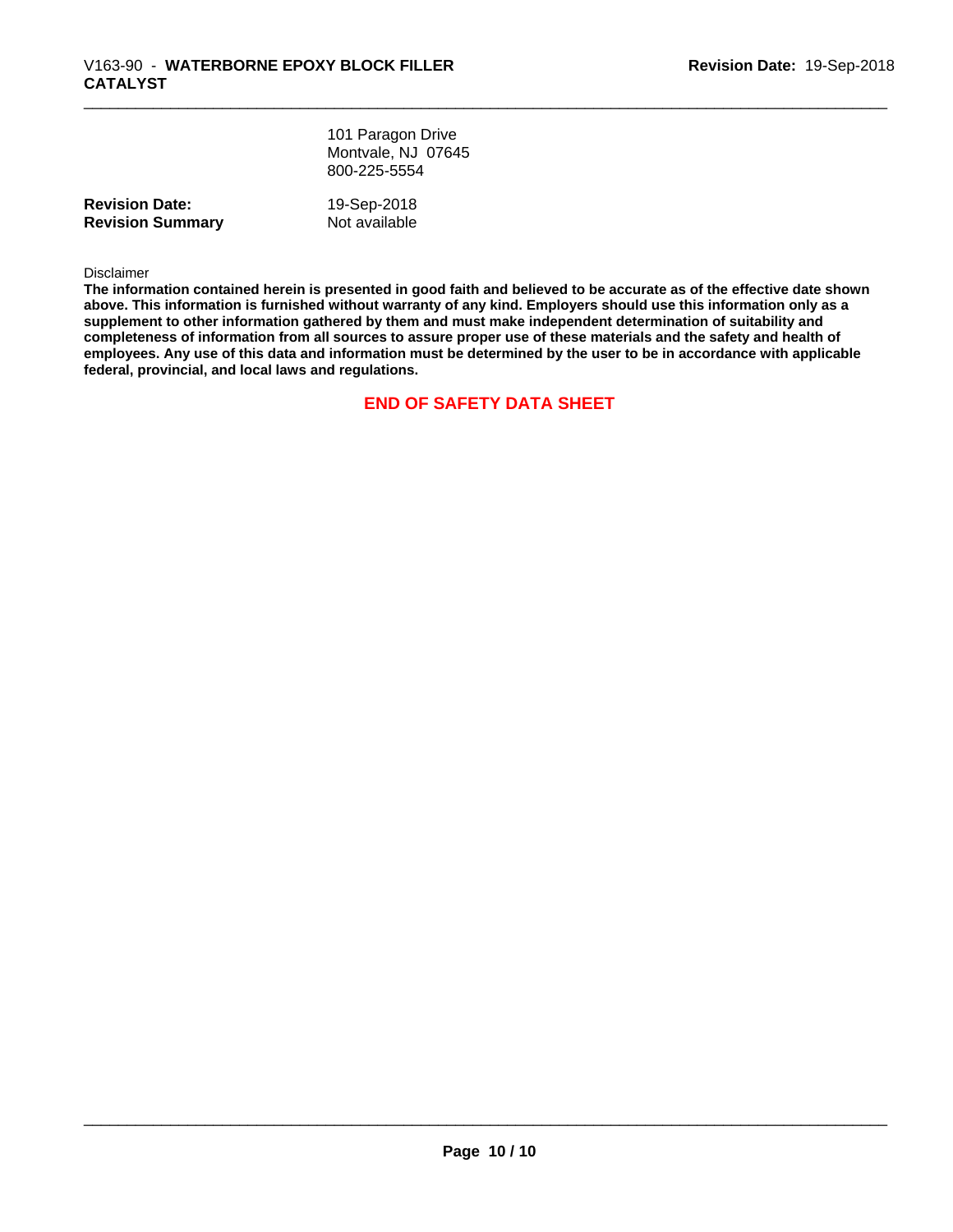101 Paragon Drive
Montvale, NJ 07645
800-225-5554

| | |
|---|---|
| **Revision Date:** | 19-Sep-2018 |
| **Revision Summary** | Not available |

Disclaimer

**The information contained herein is presented in good faith and believed to be accurate as of the effective date shown above. This information is furnished without warranty of any kind. Employers should use this information only as a supplement to other information gathered by them and must make independent determination of suitability and completeness of information from all sources to assure proper use of these materials and the safety and health of employees. Any use of this data and information must be determined by the user to be in accordance with applicable federal, provincial, and local laws and regulations.**

**END OF SAFETY DATA SHEET**